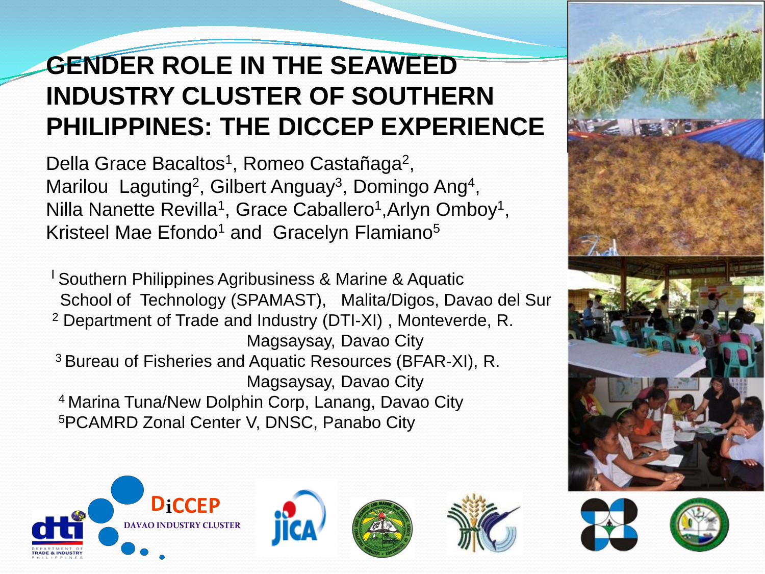# GENDER ROLE IN THE SEAWEED INDUSTRY CLUSTER OF SOUTHERN PHILIPPINES: THE DICCEP EXPERIENCE

Della Grace Bacaltos[1], Romeo Castañaga[2], Marilou Laguting[2], Gilbert Anguay[3], Domingo Ang[4], Nilla Nanette Revilla[1], Grace Caballero[1], Arlyn Omboy[1], Kristeel Mae Efondo[1] and Gracelyn Flamiano[5]

[1] Southern Philippines Agribusiness & Marine & Aquatic School of Technology (SPAMAST), Malita/Digos, Davao del Sur

[2] Department of Trade and Industry (DTI-XI), Monteverde, R. Magsaysay, Davao City

[3] Bureau of Fisheries and Aquatic Resources (BFAR-XI), R. Magsaysay, Davao City

[4] Marina Tuna/New Dolphin Corp, Lanang, Davao City

[5] PCAMRD Zonal Center V, DNSC, Panabo City

DiCCEP
DAVAO INDUSTRY CLUSTER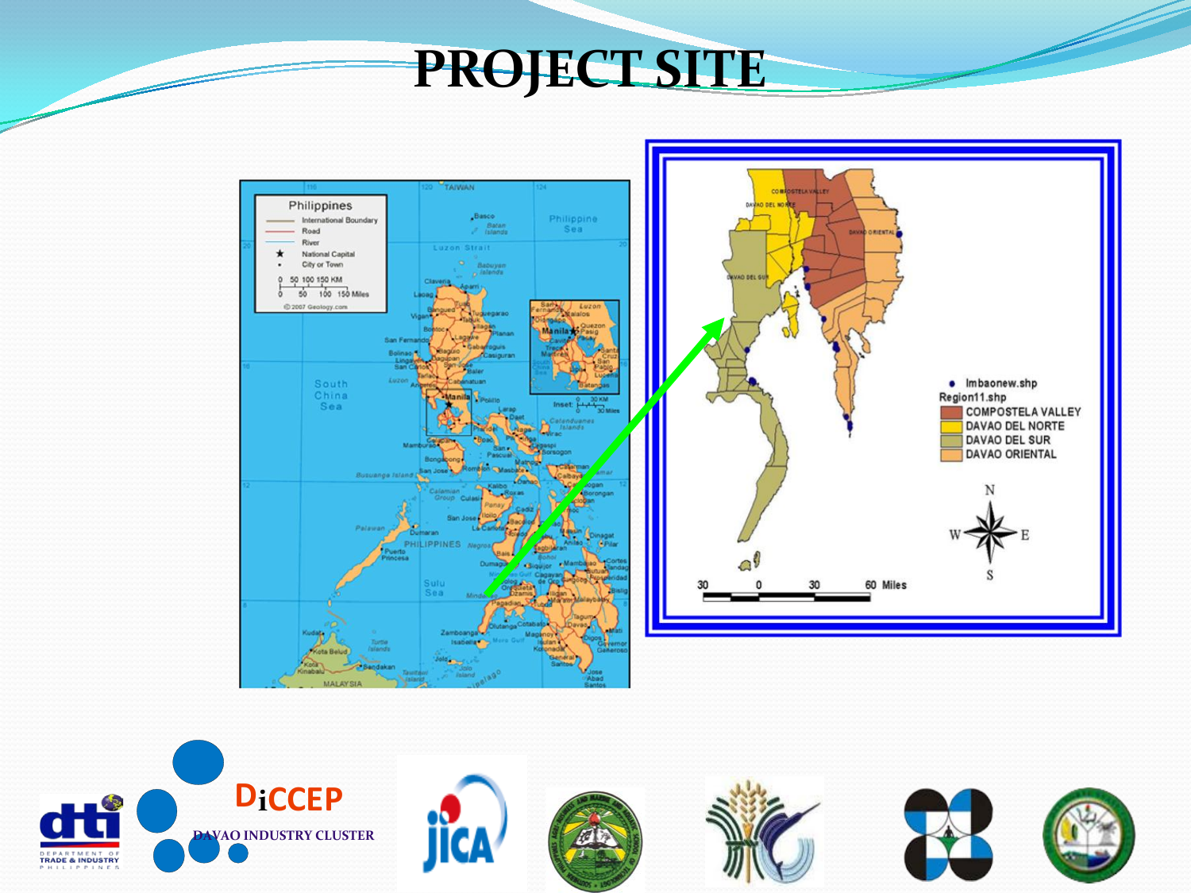# PROJECT SITE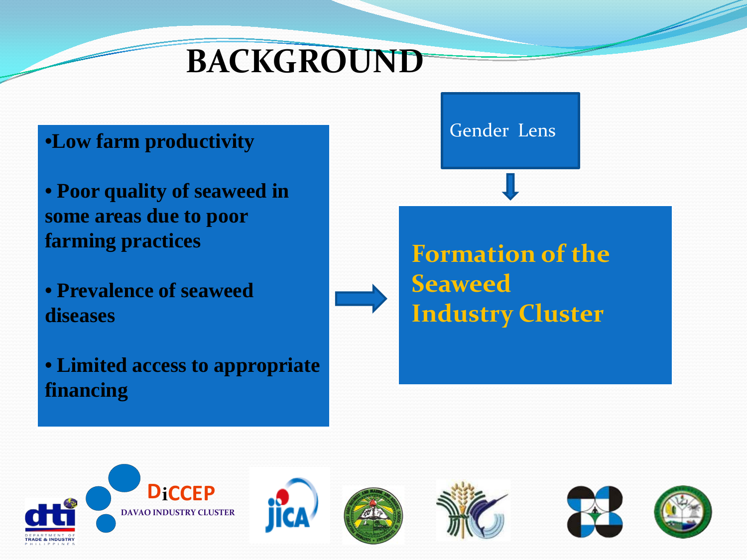# BACKGROUND

- **Low farm productivity**
- **Poor quality of seaweed in some areas due to poor farming practices**
- **Prevalence of seaweed diseases**
- **Limited access to appropriate financing**

Gender Lens

**Formation of the Seaweed Industry Cluster**

DiCCEP
DAVAO INDUSTRY CLUSTER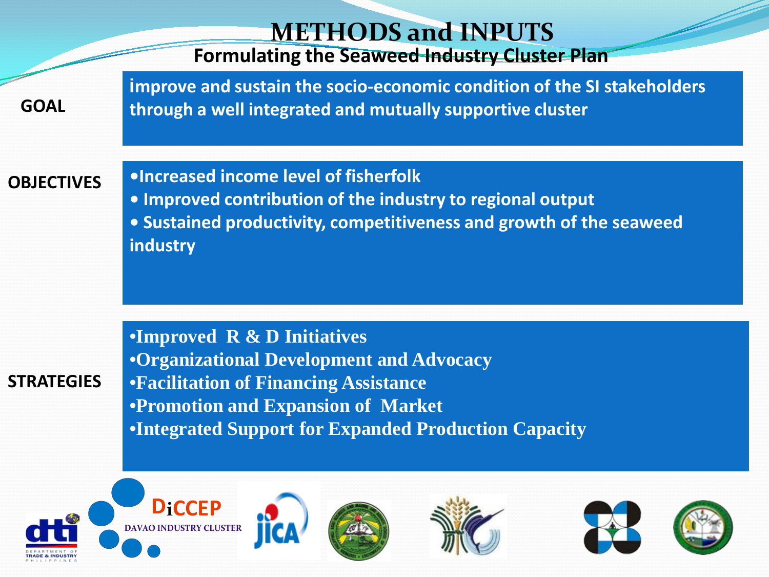# METHODS and INPUTS

## Formulating the Seaweed Industry Cluster Plan

**GOAL**

**improve and sustain the socio-economic condition of the SI stakeholders through a well integrated and mutually supportive cluster**

**OBJECTIVES**

- **Increased income level of fisherfolk**
- **Improved contribution of the industry to regional output**
- **Sustained productivity, competitiveness and growth of the seaweed industry**

**STRATEGIES**

- **Improved R & D Initiatives**
- **Organizational Development and Advocacy**
- **Facilitation of Financing Assistance**
- **Promotion and Expansion of Market**
- **Integrated Support for Expanded Production Capacity**

DiCCEP
DAVAO INDUSTRY CLUSTER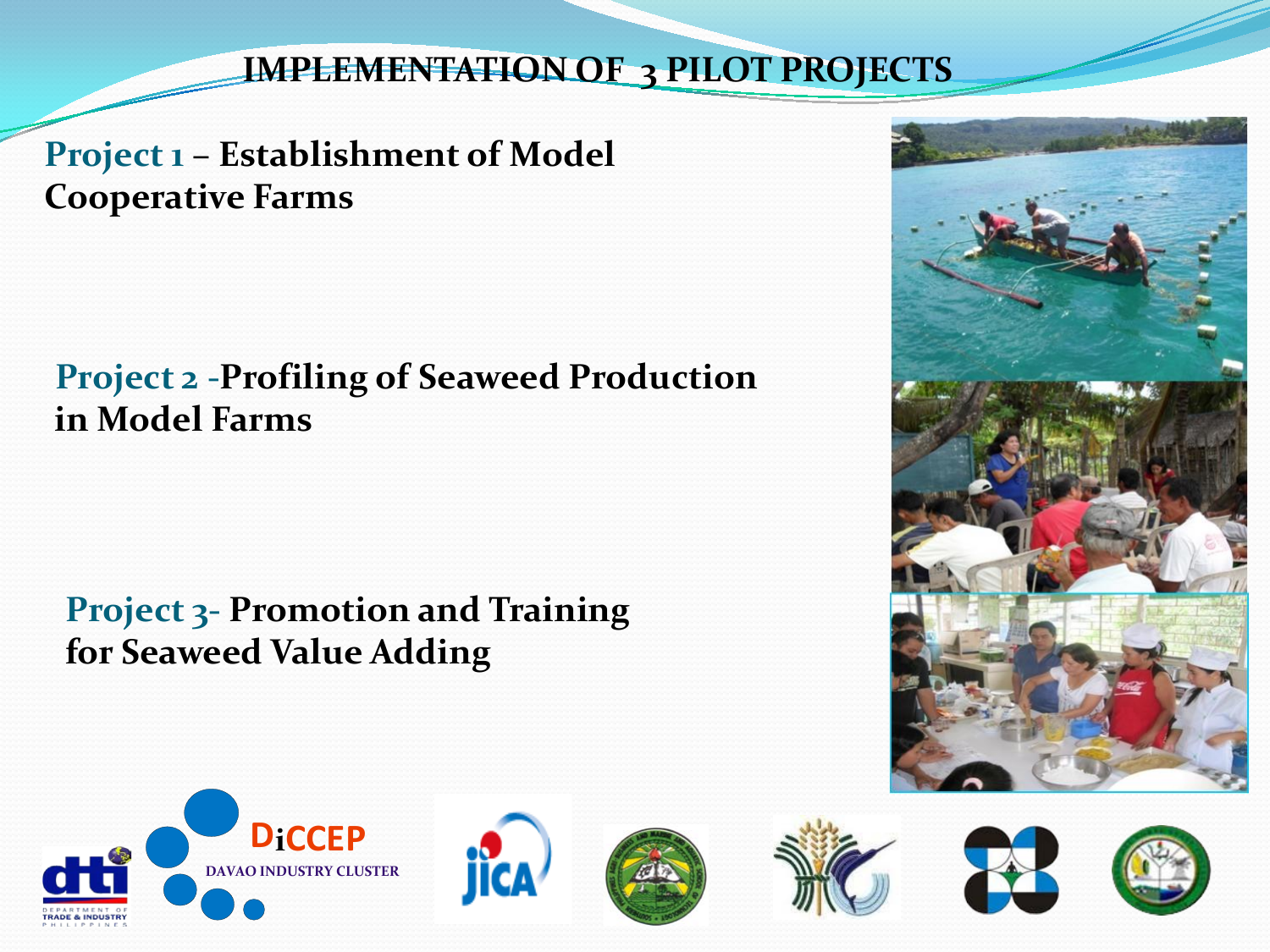# IMPLEMENTATION OF 3 PILOT PROJECTS

**Project 1 – Establishment of Model Cooperative Farms**

**Project 2 -Profiling of Seaweed Production in Model Farms**

**Project 3- Promotion and Training for Seaweed Value Adding**

DiCCEP
DAVAO INDUSTRY CLUSTER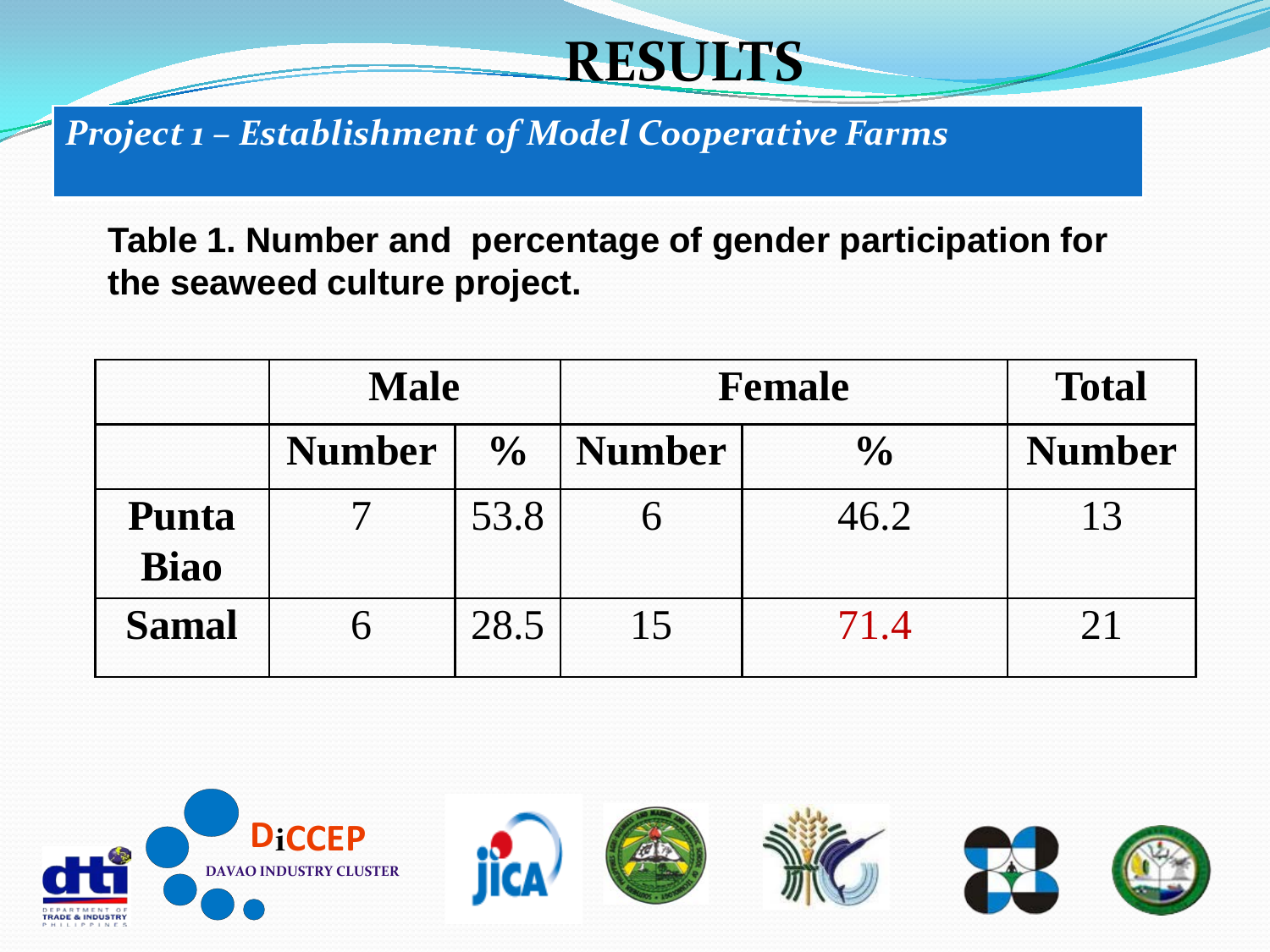# RESULTS

*Project 1 – Establishment of Model Cooperative Farms*

**Table 1. Number and percentage of gender participation for the seaweed culture project.**

| | Male | | Female | | Total |
|---|---|---|---|---|---|
| | Number | % | Number | % | Number |
| **Punta Biao** | 7 | 53.8 | 6 | 46.2 | 13 |
| **Samal** | 6 | 28.5 | 15 | 71.4 | 21 |

DiCCEP
DAVAO INDUSTRY CLUSTER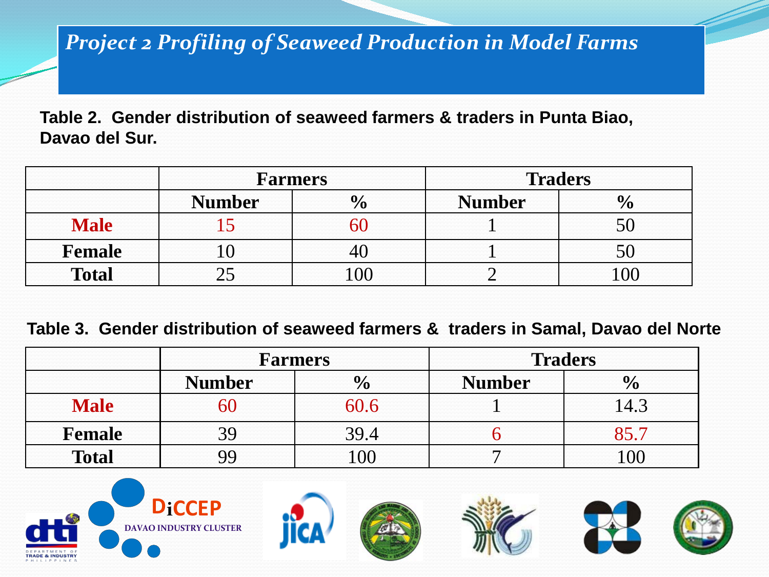# *Project 2 Profiling of Seaweed Production in Model Farms*

**Table 2. Gender distribution of seaweed farmers & traders in Punta Biao, Davao del Sur.**

| | Farmers | | Traders | |
|---|---|---|---|---|
| | **Number** | **%** | **Number** | **%** |
| **Male** | 15 | 60 | 1 | 50 |
| **Female** | 10 | 40 | 1 | 50 |
| **Total** | 25 | 100 | 2 | 100 |

**Table 3. Gender distribution of seaweed farmers & traders in Samal, Davao del Norte**

| | Farmers | | Traders | |
|---|---|---|---|---|
| | **Number** | **%** | **Number** | **%** |
| **Male** | 60 | 60.6 | 1 | 14.3 |
| **Female** | 39 | 39.4 | 6 | 85.7 |
| **Total** | 99 | 100 | 7 | 100 |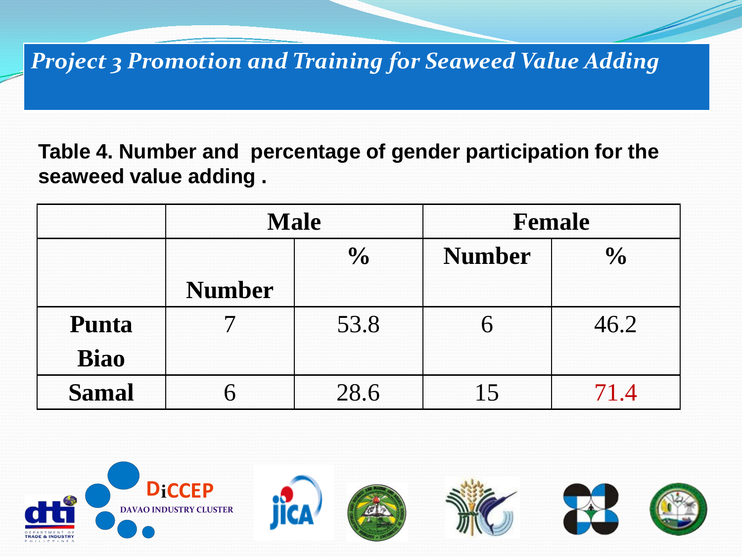## *Project 3 Promotion and Training for Seaweed Value Adding*

**Table 4. Number and percentage of gender participation for the seaweed value adding .**

| | Male | | Female | |
|---|---|---|---|---|
| | Number | % | Number | % |
| **Punta Biao** | 7 | 53.8 | 6 | 46.2 |
| **Samal** | 6 | 28.6 | 15 | 71.4 |

DiCCEP
DAVAO INDUSTRY CLUSTER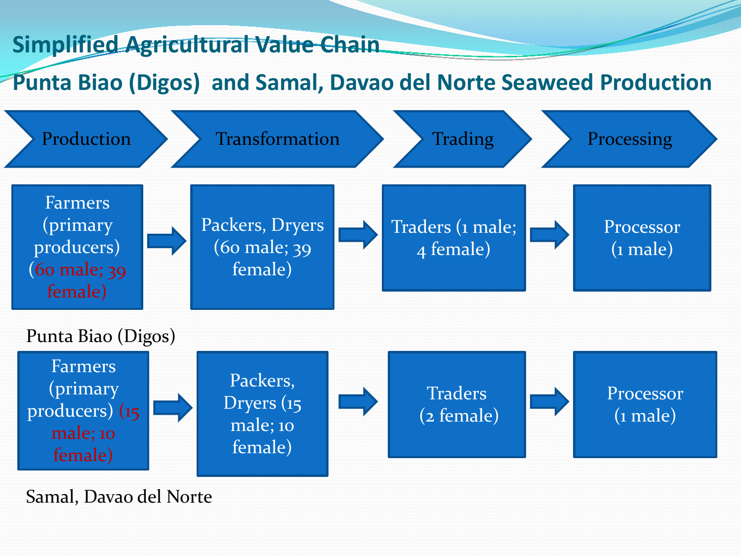# Simplified Agricultural Value Chain

## Punta Biao (Digos) and Samal, Davao del Norte Seaweed Production

| Production | Transformation | Trading | Processing |
| --- | --- | --- | --- |
| Farmers (primary producers) (60 male; 39 female) → | Packers, Dryers (60 male; 39 female) → | Traders (1 male; 4 female) → | Processor (1 male) |

Punta Biao (Digos)

| Production | Transformation | Trading | Processing |
| --- | --- | --- | --- |
| Farmers (primary producers) (15 male; 10 female) → | Packers, Dryers (15 male; 10 female) → | Traders (2 female) → | Processor (1 male) |

Samal, Davao del Norte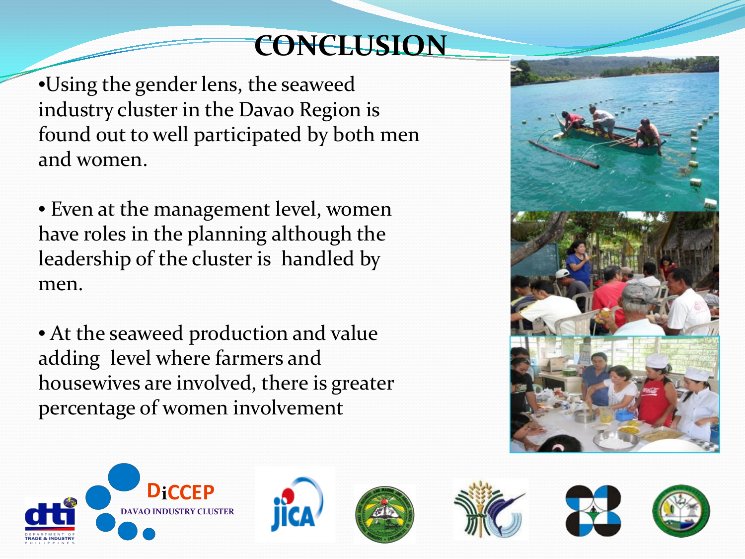# CONCLUSION

- Using the gender lens, the seaweed industry cluster in the Davao Region is found out to well participated by both men and women.

- Even at the management level, women have roles in the planning although the leadership of the cluster is handled by men.

- At the seaweed production and value adding level where farmers and housewives are involved, there is greater percentage of women involvement

DiCCEP DAVAO INDUSTRY CLUSTER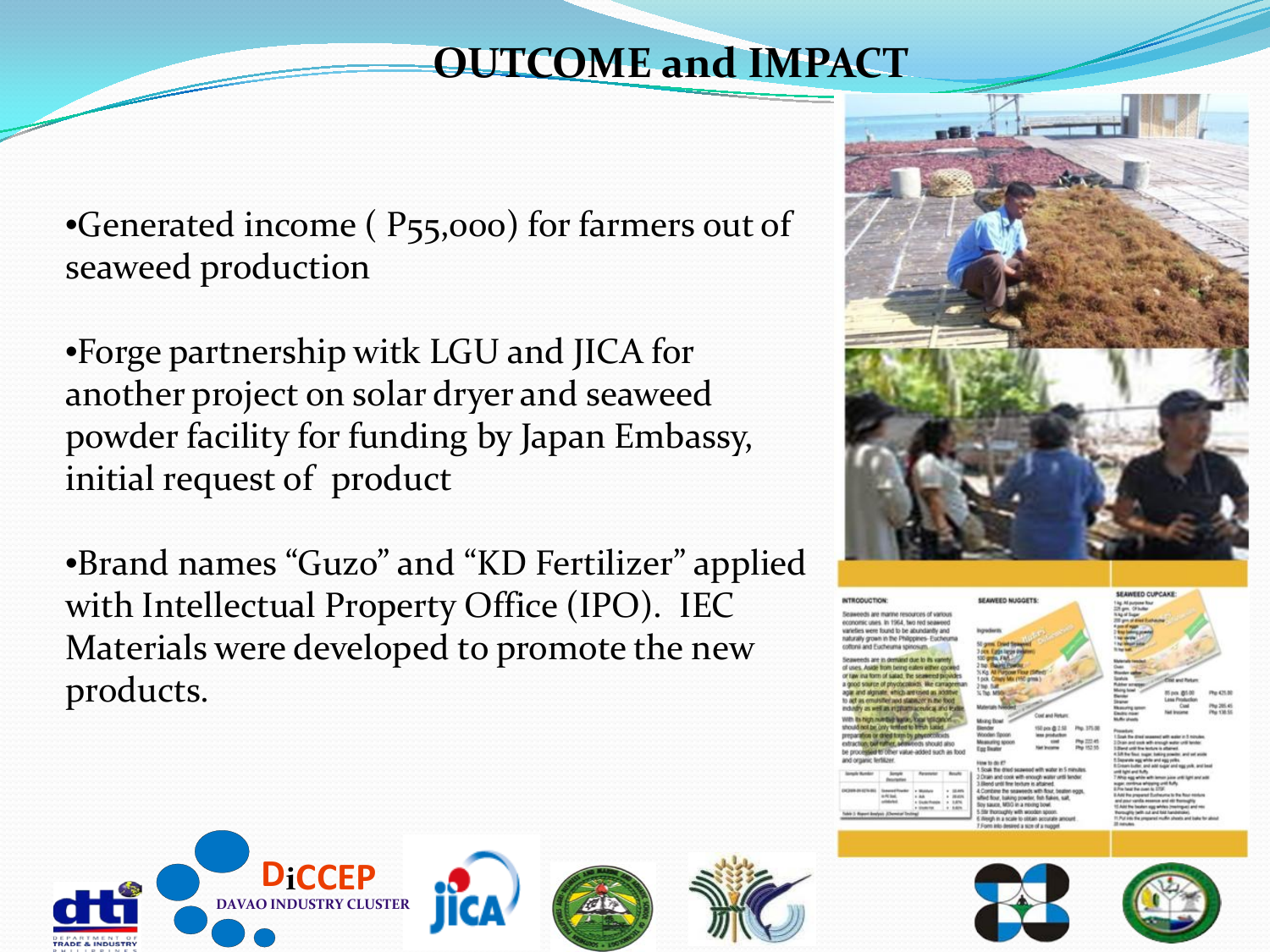# OUTCOME and IMPACT

- Generated income ( P55,000) for farmers out of seaweed production
- Forge partnership witk LGU and JICA for another project on solar dryer and seaweed powder facility for funding by Japan Embassy, initial request of product
- Brand names "Guzo" and "KD Fertilizer" applied with Intellectual Property Office (IPO). IEC Materials were developed to promote the new products.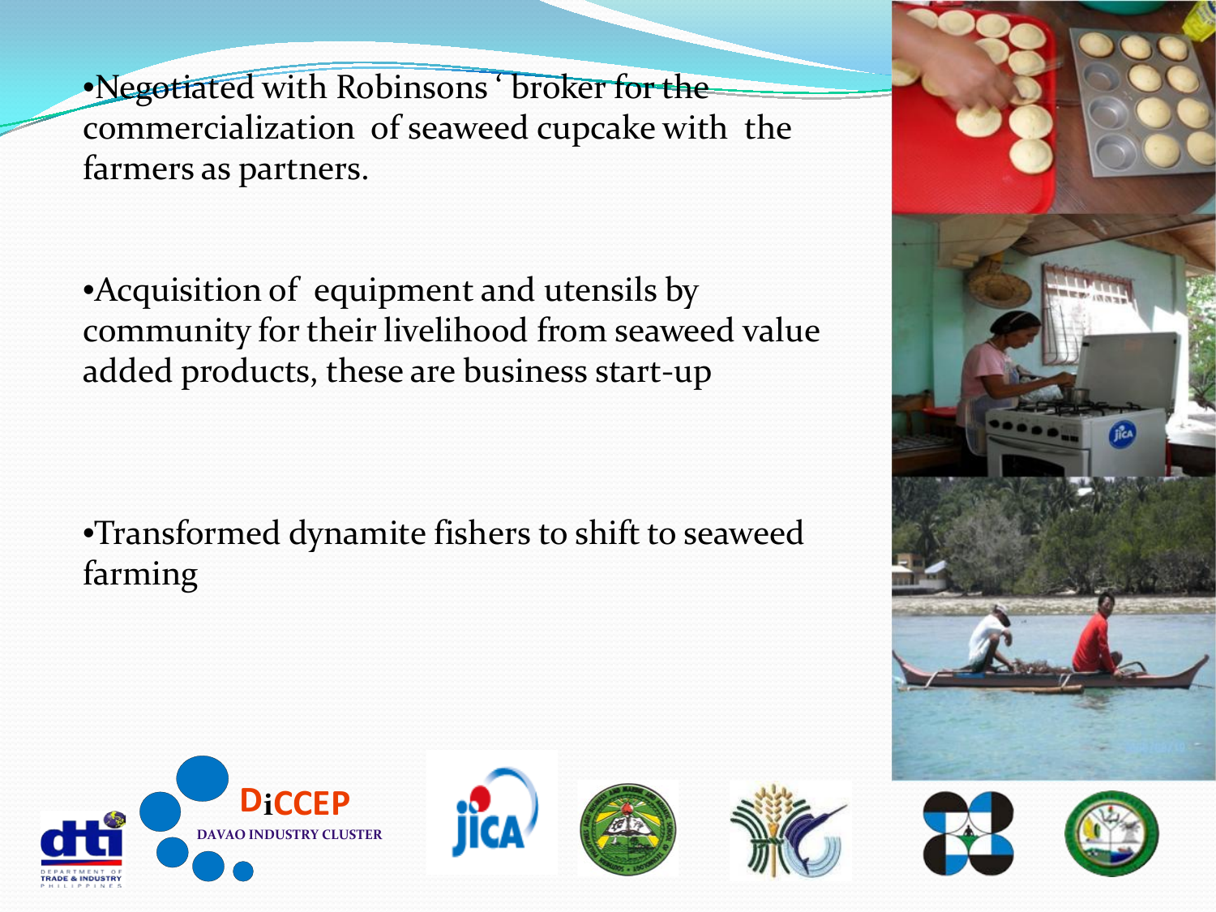- Negotiated with Robinsons ' broker for the commercialization of seaweed cupcake with the farmers as partners.

- Acquisition of equipment and utensils by community for their livelihood from seaweed value added products, these are business start-up

- Transformed dynamite fishers to shift to seaweed farming

DiCCEP

DAVAO INDUSTRY CLUSTER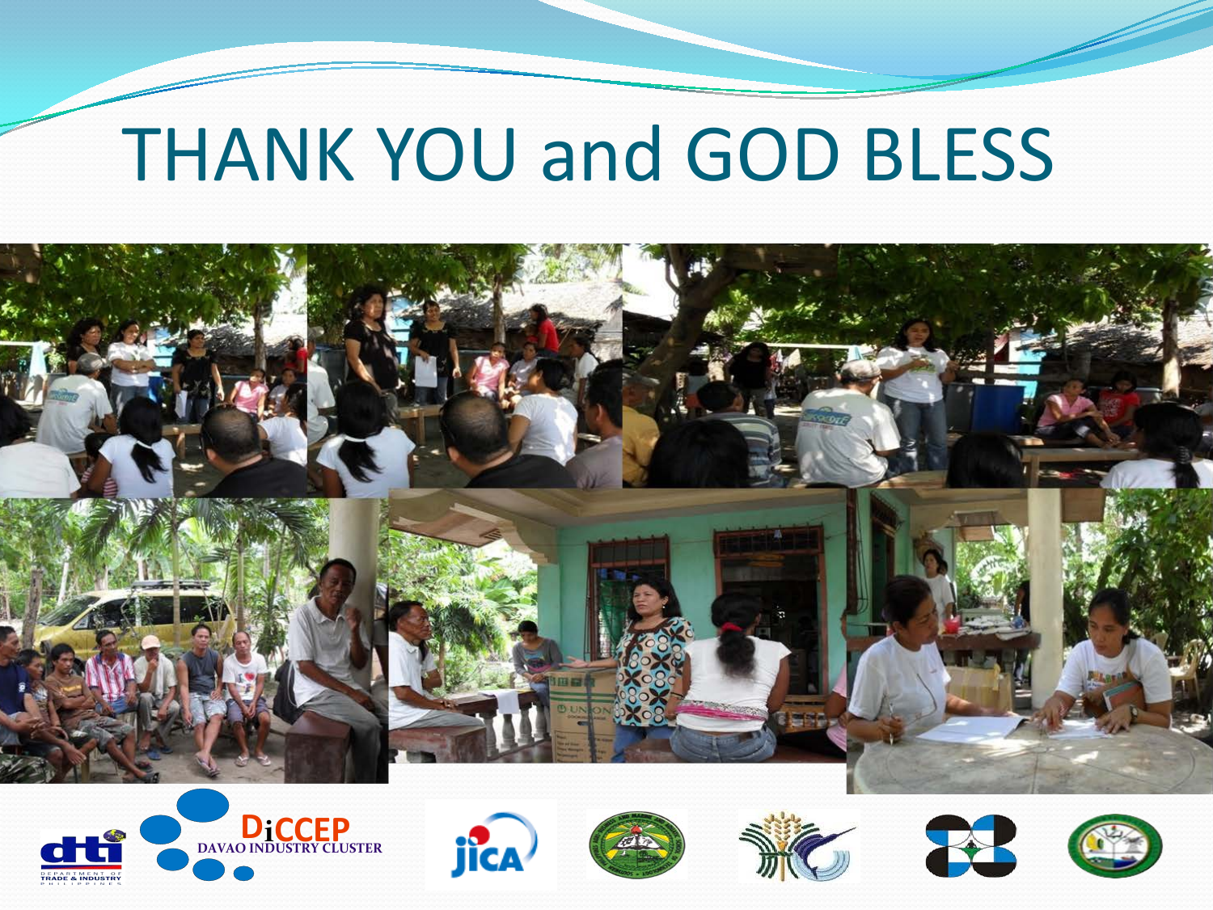# THANK YOU and GOD BLESS

DiCCEP
DAVAO INDUSTRY CLUSTER